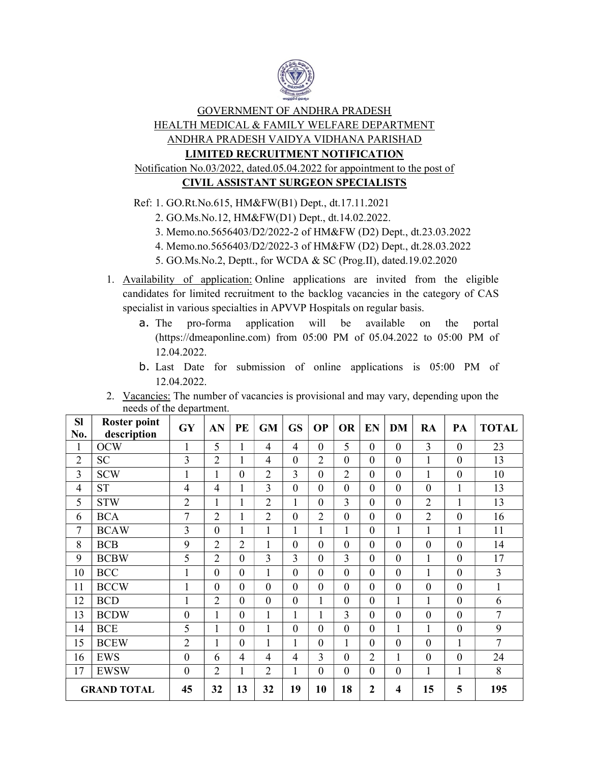GOVERNMENT OF ANDHRA PRADESH

HEALTH MEDICAL & FAMILY WELFARE DEPARTMENT

ANDHRA PRADESH VAIDYA VIDHANA PARISHAD

**LIMITED RECRUITMENT NOTIFICATION**

Notification No.03/2022, dated.05.04.2022 for appointment to the post of

**CIVIL ASSISTANT SURGEON SPECIALISTS**

Ref: 1. GO.Rt.No.615, HM&FW(B1) Dept., dt.17.11.2021
2. GO.Ms.No.12, HM&FW(D1) Dept., dt.14.02.2022.
3. Memo.no.5656403/D2/2022-2 of HM&FW (D2) Dept., dt.23.03.2022
4. Memo.no.5656403/D2/2022-3 of HM&FW (D2) Dept., dt.28.03.2022
5. GO.Ms.No.2, Deptt., for WCDA & SC (Prog.II), dated.19.02.2020

1. Availability of application: Online applications are invited from the eligible candidates for limited recruitment to the backlog vacancies in the category of CAS specialist in various specialties in APVVP Hospitals on regular basis.
   a. The pro-forma application will be available on the portal (https://dmeaponline.com) from 05:00 PM of 05.04.2022 to 05:00 PM of 12.04.2022.
   b. Last Date for submission of online applications is 05:00 PM of 12.04.2022.
2. Vacancies: The number of vacancies is provisional and may vary, depending upon the needs of the department.

| Sl No. | Roster point description | GY | AN | PE | GM | GS | OP | OR | EN | DM | RA | PA | TOTAL |
|---|---|---|---|---|---|---|---|---|---|---|---|---|---|
| 1 | OCW | 1 | 5 | 1 | 4 | 4 | 0 | 5 | 0 | 0 | 3 | 0 | 23 |
| 2 | SC | 3 | 2 | 1 | 4 | 0 | 2 | 0 | 0 | 0 | 1 | 0 | 13 |
| 3 | SCW | 1 | 1 | 0 | 2 | 3 | 0 | 2 | 0 | 0 | 1 | 0 | 10 |
| 4 | ST | 4 | 4 | 1 | 3 | 0 | 0 | 0 | 0 | 0 | 0 | 1 | 13 |
| 5 | STW | 2 | 1 | 1 | 2 | 1 | 0 | 3 | 0 | 0 | 2 | 1 | 13 |
| 6 | BCA | 7 | 2 | 1 | 2 | 0 | 2 | 0 | 0 | 0 | 2 | 0 | 16 |
| 7 | BCAW | 3 | 0 | 1 | 1 | 1 | 1 | 1 | 0 | 1 | 1 | 1 | 11 |
| 8 | BCB | 9 | 2 | 2 | 1 | 0 | 0 | 0 | 0 | 0 | 0 | 0 | 14 |
| 9 | BCBW | 5 | 2 | 0 | 3 | 3 | 0 | 3 | 0 | 0 | 1 | 0 | 17 |
| 10 | BCC | 1 | 0 | 0 | 1 | 0 | 0 | 0 | 0 | 0 | 1 | 0 | 3 |
| 11 | BCCW | 1 | 0 | 0 | 0 | 0 | 0 | 0 | 0 | 0 | 0 | 0 | 1 |
| 12 | BCD | 1 | 2 | 0 | 0 | 0 | 1 | 0 | 0 | 1 | 1 | 0 | 6 |
| 13 | BCDW | 0 | 1 | 0 | 1 | 1 | 1 | 3 | 0 | 0 | 0 | 0 | 7 |
| 14 | BCE | 5 | 1 | 0 | 1 | 0 | 0 | 0 | 0 | 1 | 1 | 0 | 9 |
| 15 | BCEW | 2 | 1 | 0 | 1 | 1 | 0 | 1 | 0 | 0 | 0 | 1 | 7 |
| 16 | EWS | 0 | 6 | 4 | 4 | 4 | 3 | 0 | 2 | 1 | 0 | 0 | 24 |
| 17 | EWSW | 0 | 2 | 1 | 2 | 1 | 0 | 0 | 0 | 0 | 1 | 1 | 8 |
| **GRAND TOTAL** | | **45** | **32** | **13** | **32** | **19** | **10** | **18** | **2** | **4** | **15** | **5** | **195** |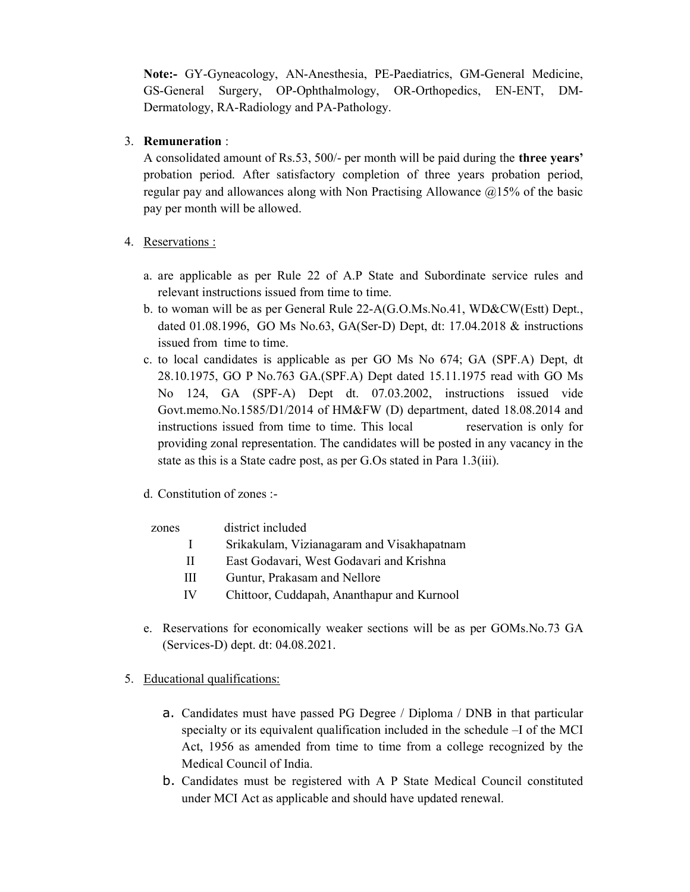**Note:-** GY-Gyneacology, AN-Anesthesia, PE-Paediatrics, GM-General Medicine, GS-General Surgery, OP-Ophthalmology, OR-Orthopedics, EN-ENT, DM-Dermatology, RA-Radiology and PA-Pathology.

3. **Remuneration** :
   A consolidated amount of Rs.53, 500/- per month will be paid during the **three years'** probation period. After satisfactory completion of three years probation period, regular pay and allowances along with Non Practising Allowance @15% of the basic pay per month will be allowed.

4. Reservations :

   a. are applicable as per Rule 22 of A.P State and Subordinate service rules and relevant instructions issued from time to time.
   b. to woman will be as per General Rule 22-A(G.O.Ms.No.41, WD&CW(Estt) Dept., dated 01.08.1996, GO Ms No.63, GA(Ser-D) Dept, dt: 17.04.2018 & instructions issued from time to time.
   c. to local candidates is applicable as per GO Ms No 674; GA (SPF.A) Dept, dt 28.10.1975, GO P No.763 GA.(SPF.A) Dept dated 15.11.1975 read with GO Ms No 124, GA (SPF-A) Dept dt. 07.03.2002, instructions issued vide Govt.memo.No.1585/D1/2014 of HM&FW (D) department, dated 18.08.2014 and instructions issued from time to time. This local reservation is only for providing zonal representation. The candidates will be posted in any vacancy in the state as this is a State cadre post, as per G.Os stated in Para 1.3(iii).

   d. Constitution of zones :-

| zones | district included |
|---|---|
| I | Srikakulam, Vizianagaram and Visakhapatnam |
| II | East Godavari, West Godavari and Krishna |
| III | Guntur, Prakasam and Nellore |
| IV | Chittoor, Cuddapah, Ananthapur and Kurnool |

   e. Reservations for economically weaker sections will be as per GOMs.No.73 GA (Services-D) dept. dt: 04.08.2021.

5. Educational qualifications:

   a. Candidates must have passed PG Degree / Diploma / DNB in that particular specialty or its equivalent qualification included in the schedule –I of the MCI Act, 1956 as amended from time to time from a college recognized by the Medical Council of India.
   b. Candidates must be registered with A P State Medical Council constituted under MCI Act as applicable and should have updated renewal.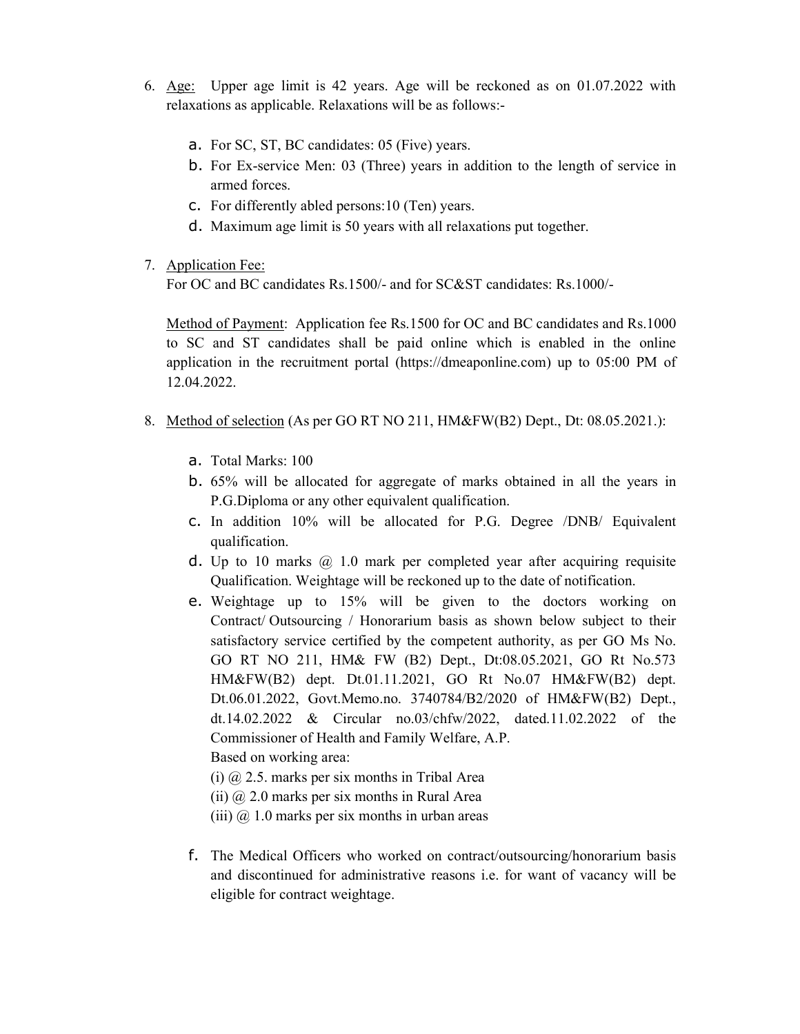6. <u>Age:</u> Upper age limit is 42 years. Age will be reckoned as on 01.07.2022 with relaxations as applicable. Relaxations will be as follows:-

   a. For SC, ST, BC candidates: 05 (Five) years.
   b. For Ex-service Men: 03 (Three) years in addition to the length of service in armed forces.
   c. For differently abled persons:10 (Ten) years.
   d. Maximum age limit is 50 years with all relaxations put together.

7. <u>Application Fee:</u>
   For OC and BC candidates Rs.1500/- and for SC&ST candidates: Rs.1000/-

   <u>Method of Payment</u>: Application fee Rs.1500 for OC and BC candidates and Rs.1000 to SC and ST candidates shall be paid online which is enabled in the online application in the recruitment portal (https://dmeaponline.com) up to 05:00 PM of 12.04.2022.

8. <u>Method of selection</u> (As per GO RT NO 211, HM&FW(B2) Dept., Dt: 08.05.2021.):

   a. Total Marks: 100
   b. 65% will be allocated for aggregate of marks obtained in all the years in P.G.Diploma or any other equivalent qualification.
   c. In addition 10% will be allocated for P.G. Degree /DNB/ Equivalent qualification.
   d. Up to 10 marks @ 1.0 mark per completed year after acquiring requisite Qualification. Weightage will be reckoned up to the date of notification.
   e. Weightage up to 15% will be given to the doctors working on Contract/ Outsourcing / Honorarium basis as shown below subject to their satisfactory service certified by the competent authority, as per GO Ms No. GO RT NO 211, HM& FW (B2) Dept., Dt:08.05.2021, GO Rt No.573 HM&FW(B2) dept. Dt.01.11.2021, GO Rt No.07 HM&FW(B2) dept. Dt.06.01.2022, Govt.Memo.no. 3740784/B2/2020 of HM&FW(B2) Dept., dt.14.02.2022 & Circular no.03/chfw/2022, dated.11.02.2022 of the Commissioner of Health and Family Welfare, A.P.
      Based on working area:
      (i) @ 2.5. marks per six months in Tribal Area
      (ii) @ 2.0 marks per six months in Rural Area
      (iii) @ 1.0 marks per six months in urban areas
   f. The Medical Officers who worked on contract/outsourcing/honorarium basis and discontinued for administrative reasons i.e. for want of vacancy will be eligible for contract weightage.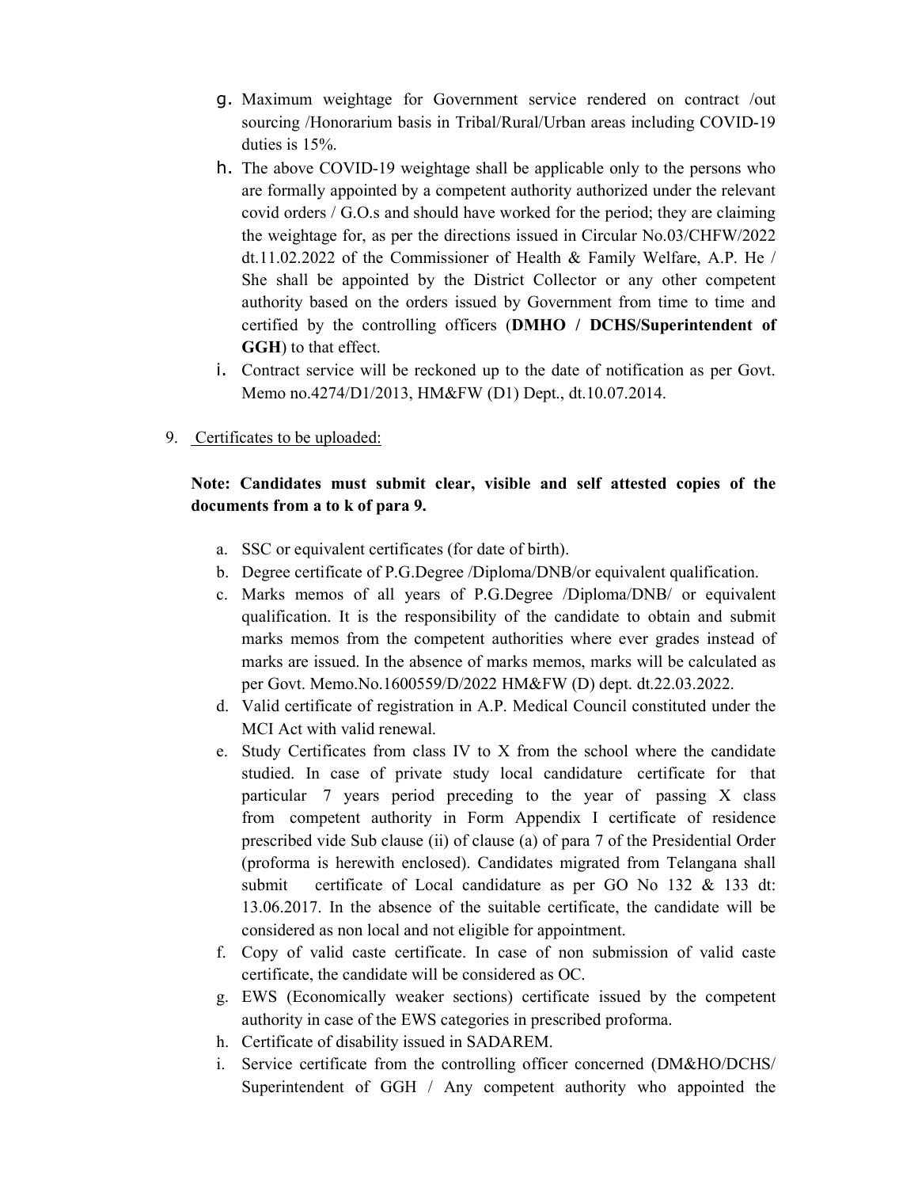g. Maximum weightage for Government service rendered on contract /out sourcing /Honorarium basis in Tribal/Rural/Urban areas including COVID-19 duties is 15%.

h. The above COVID-19 weightage shall be applicable only to the persons who are formally appointed by a competent authority authorized under the relevant covid orders / G.O.s and should have worked for the period; they are claiming the weightage for, as per the directions issued in Circular No.03/CHFW/2022 dt.11.02.2022 of the Commissioner of Health & Family Welfare, A.P. He / She shall be appointed by the District Collector or any other competent authority based on the orders issued by Government from time to time and certified by the controlling officers (**DMHO / DCHS/Superintendent of GGH**) to that effect.

i. Contract service will be reckoned up to the date of notification as per Govt. Memo no.4274/D1/2013, HM&FW (D1) Dept., dt.10.07.2014.

9. <u>Certificates to be uploaded:</u>

**Note: Candidates must submit clear, visible and self attested copies of the documents from a to k of para 9.**

a. SSC or equivalent certificates (for date of birth).
b. Degree certificate of P.G.Degree /Diploma/DNB/or equivalent qualification.
c. Marks memos of all years of P.G.Degree /Diploma/DNB/ or equivalent qualification. It is the responsibility of the candidate to obtain and submit marks memos from the competent authorities where ever grades instead of marks are issued. In the absence of marks memos, marks will be calculated as per Govt. Memo.No.1600559/D/2022 HM&FW (D) dept. dt.22.03.2022.
d. Valid certificate of registration in A.P. Medical Council constituted under the MCI Act with valid renewal.
e. Study Certificates from class IV to X from the school where the candidate studied. In case of private study local candidature certificate for that particular 7 years period preceding to the year of passing X class from competent authority in Form Appendix I certificate of residence prescribed vide Sub clause (ii) of clause (a) of para 7 of the Presidential Order (proforma is herewith enclosed). Candidates migrated from Telangana shall submit certificate of Local candidature as per GO No 132 & 133 dt: 13.06.2017. In the absence of the suitable certificate, the candidate will be considered as non local and not eligible for appointment.
f. Copy of valid caste certificate. In case of non submission of valid caste certificate, the candidate will be considered as OC.
g. EWS (Economically weaker sections) certificate issued by the competent authority in case of the EWS categories in prescribed proforma.
h. Certificate of disability issued in SADAREM.
i. Service certificate from the controlling officer concerned (DM&HO/DCHS/ Superintendent of GGH / Any competent authority who appointed the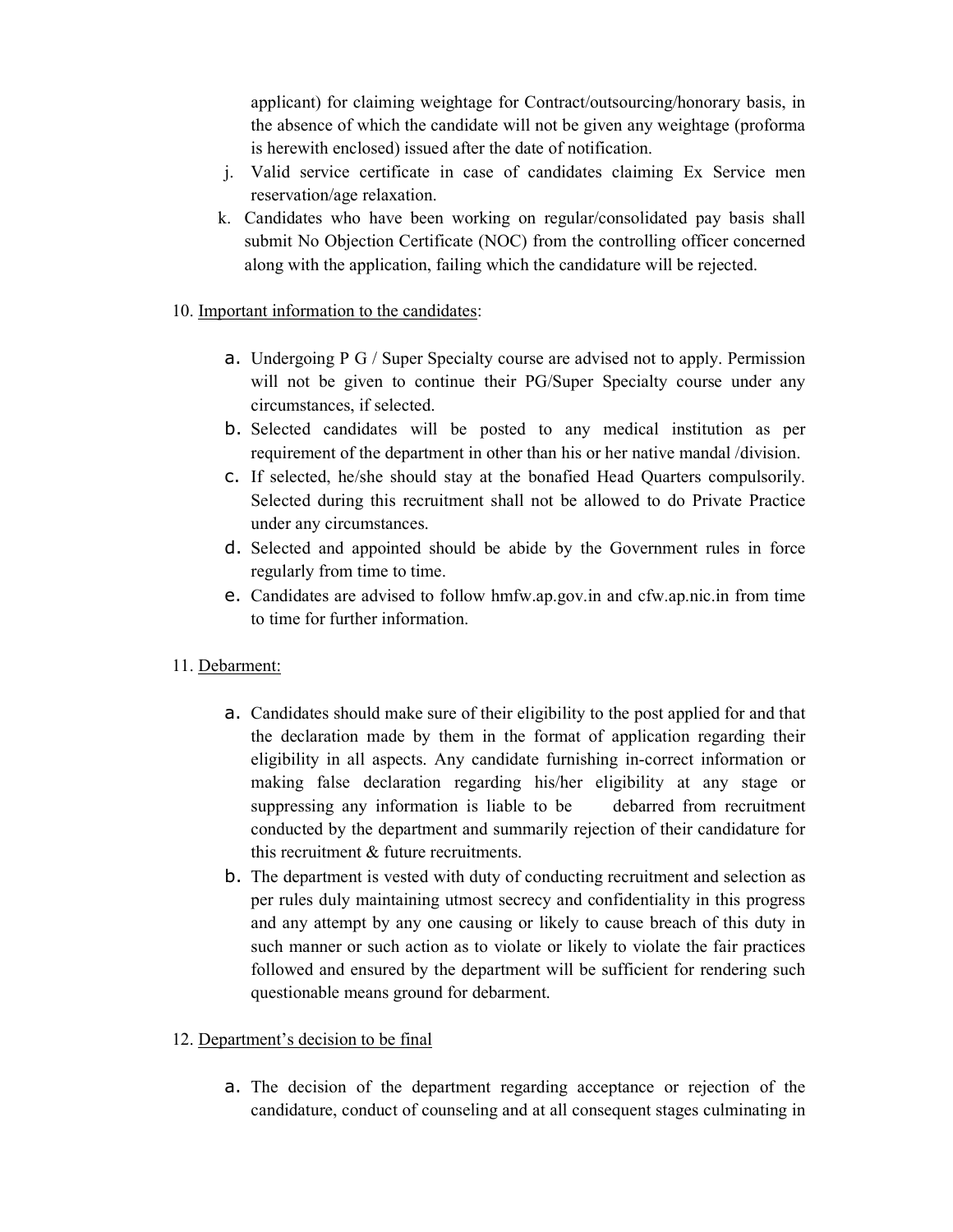applicant) for claiming weightage for Contract/outsourcing/honorary basis, in the absence of which the candidate will not be given any weightage (proforma is herewith enclosed) issued after the date of notification.

j. Valid service certificate in case of candidates claiming Ex Service men reservation/age relaxation.

k. Candidates who have been working on regular/consolidated pay basis shall submit No Objection Certificate (NOC) from the controlling officer concerned along with the application, failing which the candidature will be rejected.

10. <u>Important information to the candidates</u>:

   a. Undergoing P G / Super Specialty course are advised not to apply. Permission will not be given to continue their PG/Super Specialty course under any circumstances, if selected.
   b. Selected candidates will be posted to any medical institution as per requirement of the department in other than his or her native mandal /division.
   c. If selected, he/she should stay at the bonafied Head Quarters compulsorily. Selected during this recruitment shall not be allowed to do Private Practice under any circumstances.
   d. Selected and appointed should be abide by the Government rules in force regularly from time to time.
   e. Candidates are advised to follow hmfw.ap.gov.in and cfw.ap.nic.in from time to time for further information.

11. <u>Debarment:</u>

   a. Candidates should make sure of their eligibility to the post applied for and that the declaration made by them in the format of application regarding their eligibility in all aspects. Any candidate furnishing in-correct information or making false declaration regarding his/her eligibility at any stage or suppressing any information is liable to be debarred from recruitment conducted by the department and summarily rejection of their candidature for this recruitment & future recruitments.
   b. The department is vested with duty of conducting recruitment and selection as per rules duly maintaining utmost secrecy and confidentiality in this progress and any attempt by any one causing or likely to cause breach of this duty in such manner or such action as to violate or likely to violate the fair practices followed and ensured by the department will be sufficient for rendering such questionable means ground for debarment.

12. <u>Department's decision to be final</u>

   a. The decision of the department regarding acceptance or rejection of the candidature, conduct of counseling and at all consequent stages culminating in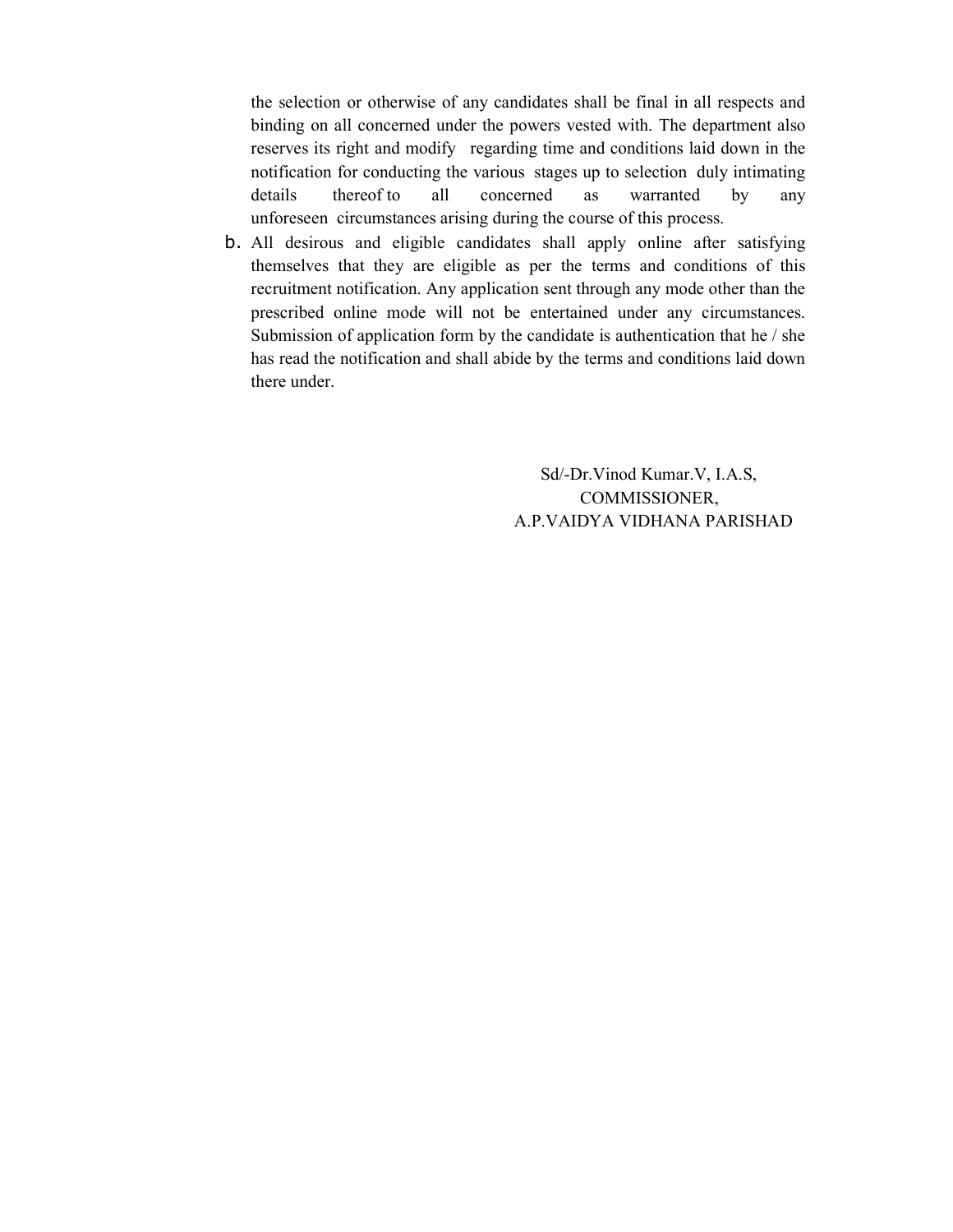the selection or otherwise of any candidates shall be final in all respects and binding on all concerned under the powers vested with. The department also reserves its right and modify regarding time and conditions laid down in the notification for conducting the various stages up to selection duly intimating details thereof to all concerned as warranted by any unforeseen circumstances arising during the course of this process.

b. All desirous and eligible candidates shall apply online after satisfying themselves that they are eligible as per the terms and conditions of this recruitment notification. Any application sent through any mode other than the prescribed online mode will not be entertained under any circumstances. Submission of application form by the candidate is authentication that he / she has read the notification and shall abide by the terms and conditions laid down there under.

Sd/-Dr.Vinod Kumar.V, I.A.S,
COMMISSIONER,
A.P.VAIDYA VIDHANA PARISHAD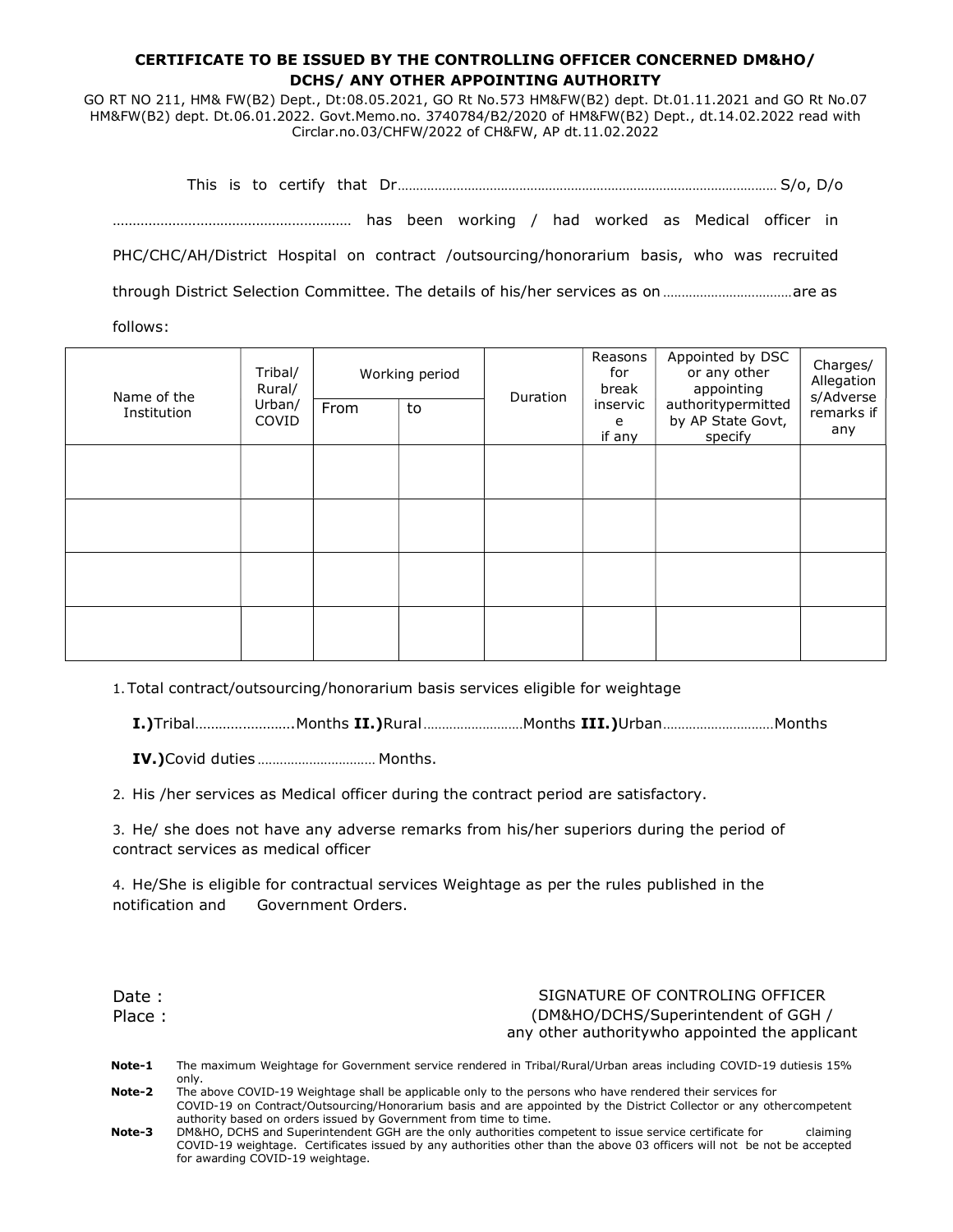**CERTIFICATE TO BE ISSUED BY THE CONTROLLING OFFICER CONCERNED DM&HO/ DCHS/ ANY OTHER APPOINTING AUTHORITY**

GO RT NO 211, HM& FW(B2) Dept., Dt:08.05.2021, GO Rt No.573 HM&FW(B2) dept. Dt.01.11.2021 and GO Rt No.07 HM&FW(B2) dept. Dt.06.01.2022. Govt.Memo.no. 3740784/B2/2020 of HM&FW(B2) Dept., dt.14.02.2022 read with Circlar.no.03/CHFW/2022 of CH&FW, AP dt.11.02.2022

This is to certify that Dr………………………………………………………………………………………… S/o, D/o ………………………………………………… has been working / had worked as Medical officer in PHC/CHC/AH/District Hospital on contract /outsourcing/honorarium basis, who was recruited through District Selection Committee. The details of his/her services as on ……………………………… are as follows:

| Name of the Institution | Tribal/ Rural/ Urban/ COVID | Working period | | Duration | Reasons for break inservice if any | Appointed by DSC or any other appointing authoritypermitted by AP State Govt, specify | Charges/ Allegations/Adverse remarks if any |
|---|---|---|---|---|---|---|---|
| | | From | to | | | | |
| | | | | | | | |
| | | | | | | | |
| | | | | | | | |
| | | | | | | | |

1. Total contract/outsourcing/honorarium basis services eligible for weightage

   **I.)**Tribal…………………….Months **II.)**Rural………………………Months **III.)**Urban…………………………Months

   **IV.)**Covid duties…………………………… Months.

2. His /her services as Medical officer during the contract period are satisfactory.

3. He/ she does not have any adverse remarks from his/her superiors during the period of contract services as medical officer

4. He/She is eligible for contractual services Weightage as per the rules published in the notification and Government Orders.

Date :
Place :

SIGNATURE OF CONTROLING OFFICER
(DM&HO/DCHS/Superintendent of GGH /
any other authoritywho appointed the applicant

**Note-1** The maximum Weightage for Government service rendered in Tribal/Rural/Urban areas including COVID-19 dutiesis 15% only.

**Note-2** The above COVID-19 Weightage shall be applicable only to the persons who have rendered their services for COVID-19 on Contract/Outsourcing/Honorarium basis and are appointed by the District Collector or any othercompetent authority based on orders issued by Government from time to time.

**Note-3** DM&HO, DCHS and Superintendent GGH are the only authorities competent to issue service certificate for claiming COVID-19 weightage. Certificates issued by any authorities other than the above 03 officers will not be not be accepted for awarding COVID-19 weightage.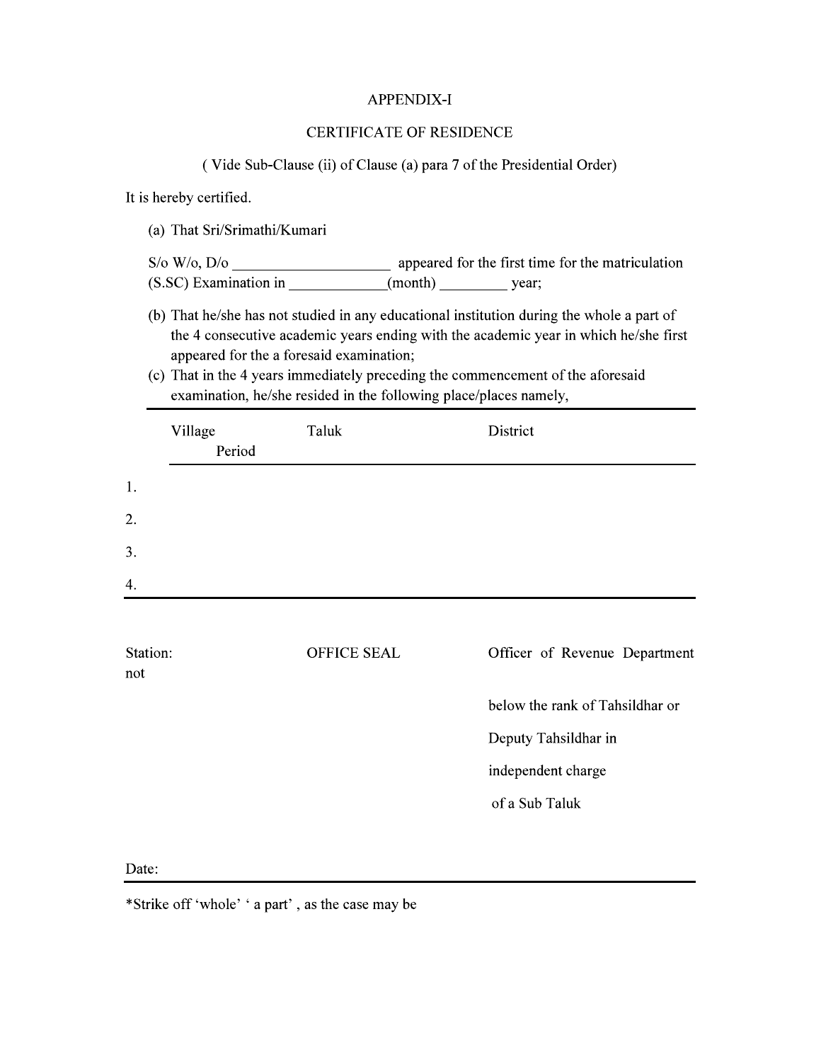APPENDIX-I

CERTIFICATE OF RESIDENCE

( Vide Sub-Clause (ii) of Clause (a) para 7 of the Presidential Order)

It is hereby certified.

(a) That Sri/Srimathi/Kumari

S/o W/o, D/o ____________________ appeared for the first time for the matriculation (S.SC) Examination in ____________(month) _________ year;

(b) That he/she has not studied in any educational institution during the whole a part of the 4 consecutive academic years ending with the academic year in which he/she first appeared for the a foresaid examination;

(c) That in the 4 years immediately preceding the commencement of the aforesaid examination, he/she resided in the following place/places namely,

| | Village Period | Taluk | District |
|---|---|---|---|
| 1. | | | |
| 2. | | | |
| 3. | | | |
| 4. | | | |

Station: OFFICE SEAL

Officer of Revenue Department not below the rank of Tahsildhar or Deputy Tahsildhar in independent charge of a Sub Taluk

Date:

*Strike off 'whole' ' a part' , as the case may be